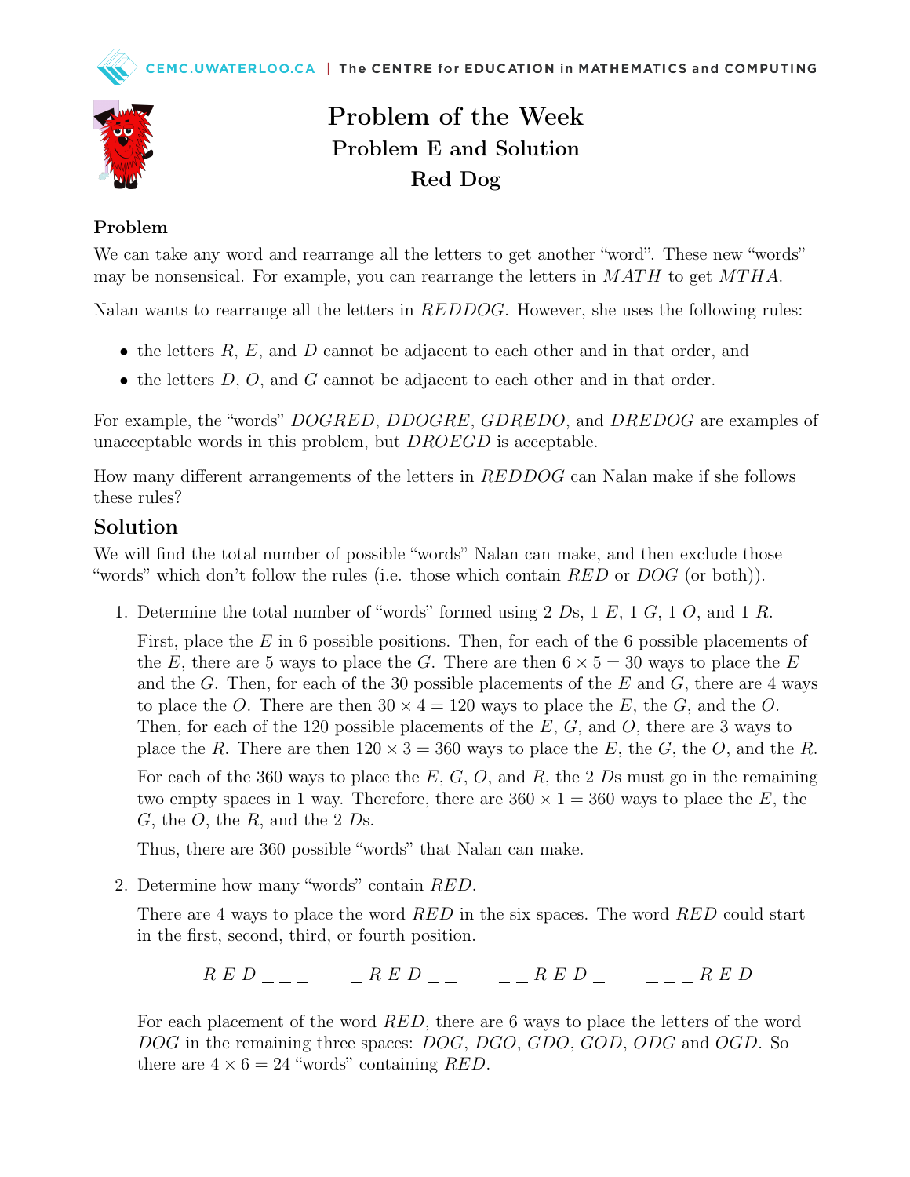# Problem of the Week
## Problem E and Solution
## Red Dog

### Problem

We can take any word and rearrange all the letters to get another "word". These new "words" may be nonsensical. For example, you can rearrange the letters in $MATH$ to get $MTHA$.

Nalan wants to rearrange all the letters in $REDDOG$. However, she uses the following rules:

- the letters $R$, $E$, and $D$ cannot be adjacent to each other and in that order, and
- the letters $D$, $O$, and $G$ cannot be adjacent to each other and in that order.

For example, the "words" $DOGRED$, $DDOGRE$, $GDREDO$, and $DREDOG$ are examples of unacceptable words in this problem, but $DROEGD$ is acceptable.

How many different arrangements of the letters in $REDDOG$ can Nalan make if she follows these rules?

## Solution

We will find the total number of possible "words" Nalan can make, and then exclude those "words" which don't follow the rules (i.e. those which contain $RED$ or $DOG$ (or both)).

1. Determine the total number of "words" formed using 2 $D$s, 1 $E$, 1 $G$, 1 $O$, and 1 $R$.

   First, place the $E$ in 6 possible positions. Then, for each of the 6 possible placements of the $E$, there are 5 ways to place the $G$. There are then $6 \times 5 = 30$ ways to place the $E$ and the $G$. Then, for each of the 30 possible placements of the $E$ and $G$, there are 4 ways to place the $O$. There are then $30 \times 4 = 120$ ways to place the $E$, the $G$, and the $O$. Then, for each of the 120 possible placements of the $E$, $G$, and $O$, there are 3 ways to place the $R$. There are then $120 \times 3 = 360$ ways to place the $E$, the $G$, the $O$, and the $R$.

   For each of the 360 ways to place the $E$, $G$, $O$, and $R$, the 2 $D$s must go in the remaining two empty spaces in 1 way. Therefore, there are $360 \times 1 = 360$ ways to place the $E$, the $G$, the $O$, the $R$, and the 2 $D$s.

   Thus, there are 360 possible "words" that Nalan can make.

2. Determine how many "words" contain $RED$.

   There are 4 ways to place the word $RED$ in the six spaces. The word $RED$ could start in the first, second, third, or fourth position.

   $$R\ E\ D\ \_\ \_\ \_ \qquad \_\ R\ E\ D\ \_\ \_ \qquad \_\ \_\ R\ E\ D\ \_ \qquad \_\ \_\ \_\ R\ E\ D$$

   For each placement of the word $RED$, there are 6 ways to place the letters of the word $DOG$ in the remaining three spaces: $DOG$, $DGO$, $GDO$, $GOD$, $ODG$ and $OGD$. So there are $4 \times 6 = 24$ "words" containing $RED$.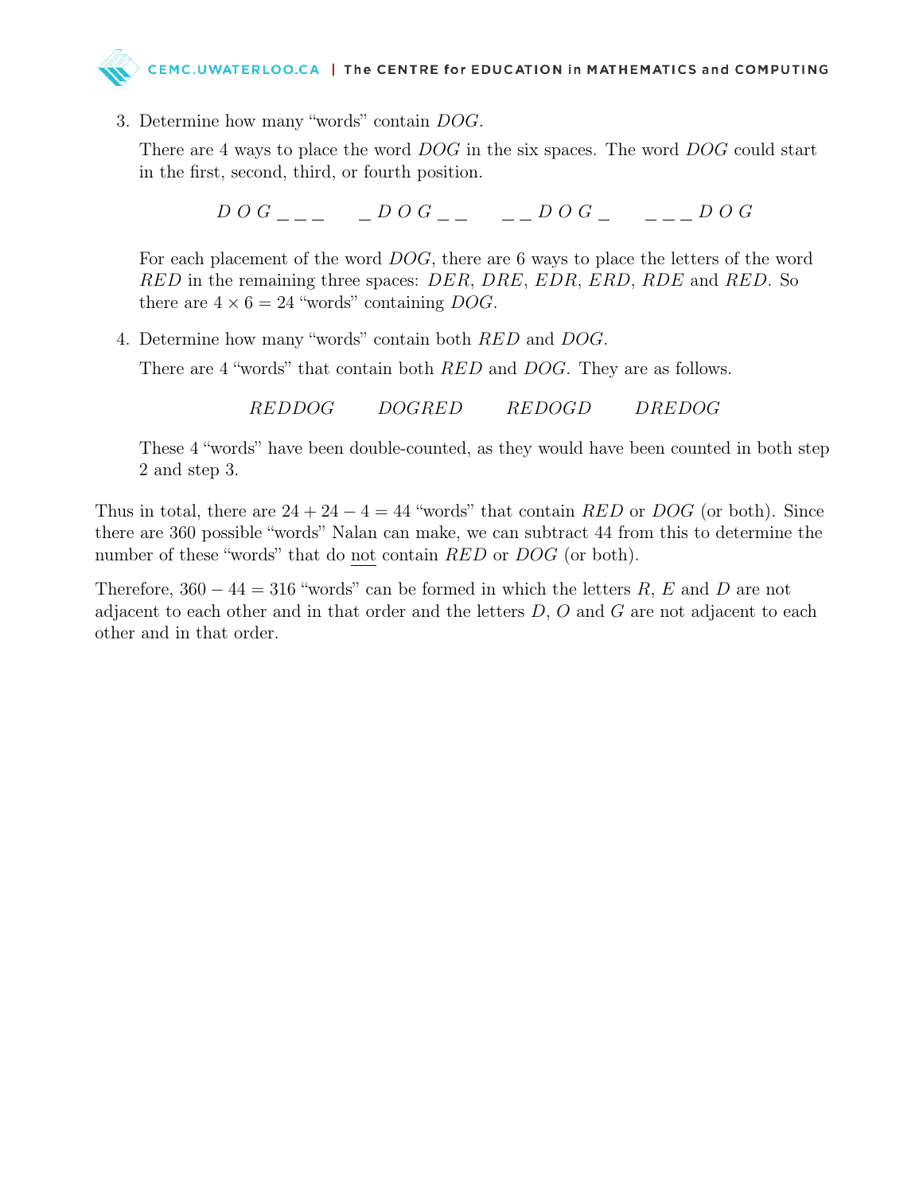3. Determine how many "words" contain $DOG$.

   There are 4 ways to place the word $DOG$ in the six spaces. The word $DOG$ could start in the first, second, third, or fourth position.

   $$D\ O\ G\ \_\ \_\ \_ \qquad \_\ D\ O\ G\ \_\ \_ \qquad \_\ \_\ D\ O\ G\ \_ \qquad \_\ \_\ \_\ D\ O\ G$$

   For each placement of the word $DOG$, there are 6 ways to place the letters of the word $RED$ in the remaining three spaces: $DER$, $DRE$, $EDR$, $ERD$, $RDE$ and $RED$. So there are $4 \times 6 = 24$ "words" containing $DOG$.

4. Determine how many "words" contain both $RED$ and $DOG$.

   There are 4 "words" that contain both $RED$ and $DOG$. They are as follows.

   $$REDDOG \qquad DOGRED \qquad REDOGD \qquad DREDOG$$

   These 4 "words" have been double-counted, as they would have been counted in both step 2 and step 3.

Thus in total, there are $24 + 24 - 4 = 44$ "words" that contain $RED$ or $DOG$ (or both). Since there are 360 possible "words" Nalan can make, we can subtract 44 from this to determine the number of these "words" that do not contain $RED$ or $DOG$ (or both).

Therefore, $360 - 44 = 316$ "words" can be formed in which the letters $R$, $E$ and $D$ are not adjacent to each other and in that order and the letters $D$, $O$ and $G$ are not adjacent to each other and in that order.